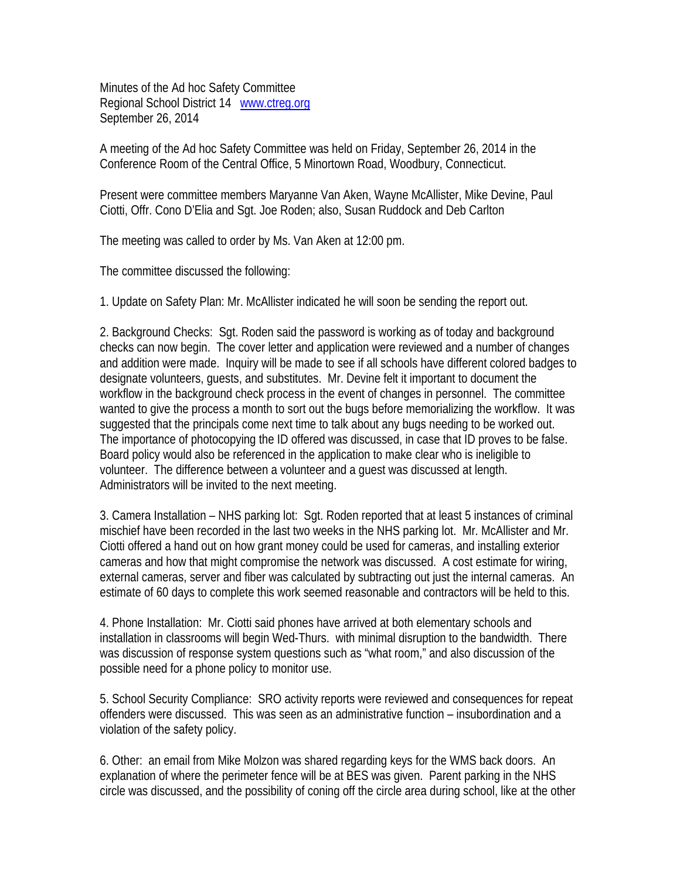Minutes of the Ad hoc Safety Committee
Regional School District 14 [www.ctreg.org](http://www.ctreg.org)
September 26, 2014

A meeting of the Ad hoc Safety Committee was held on Friday, September 26, 2014 in the Conference Room of the Central Office, 5 Minortown Road, Woodbury, Connecticut.

Present were committee members Maryanne Van Aken, Wayne McAllister, Mike Devine, Paul Ciotti, Offr. Cono D'Elia and Sgt. Joe Roden; also, Susan Ruddock and Deb Carlton

The meeting was called to order by Ms. Van Aken at 12:00 pm.

The committee discussed the following:

1. Update on Safety Plan: Mr. McAllister indicated he will soon be sending the report out.

2. Background Checks: Sgt. Roden said the password is working as of today and background checks can now begin. The cover letter and application were reviewed and a number of changes and addition were made. Inquiry will be made to see if all schools have different colored badges to designate volunteers, guests, and substitutes. Mr. Devine felt it important to document the workflow in the background check process in the event of changes in personnel. The committee wanted to give the process a month to sort out the bugs before memorializing the workflow. It was suggested that the principals come next time to talk about any bugs needing to be worked out. The importance of photocopying the ID offered was discussed, in case that ID proves to be false. Board policy would also be referenced in the application to make clear who is ineligible to volunteer. The difference between a volunteer and a guest was discussed at length. Administrators will be invited to the next meeting.

3. Camera Installation – NHS parking lot: Sgt. Roden reported that at least 5 instances of criminal mischief have been recorded in the last two weeks in the NHS parking lot. Mr. McAllister and Mr. Ciotti offered a hand out on how grant money could be used for cameras, and installing exterior cameras and how that might compromise the network was discussed. A cost estimate for wiring, external cameras, server and fiber was calculated by subtracting out just the internal cameras. An estimate of 60 days to complete this work seemed reasonable and contractors will be held to this.

4. Phone Installation: Mr. Ciotti said phones have arrived at both elementary schools and installation in classrooms will begin Wed-Thurs. with minimal disruption to the bandwidth. There was discussion of response system questions such as "what room," and also discussion of the possible need for a phone policy to monitor use.

5. School Security Compliance: SRO activity reports were reviewed and consequences for repeat offenders were discussed. This was seen as an administrative function – insubordination and a violation of the safety policy.

6. Other: an email from Mike Molzon was shared regarding keys for the WMS back doors. An explanation of where the perimeter fence will be at BES was given. Parent parking in the NHS circle was discussed, and the possibility of coning off the circle area during school, like at the other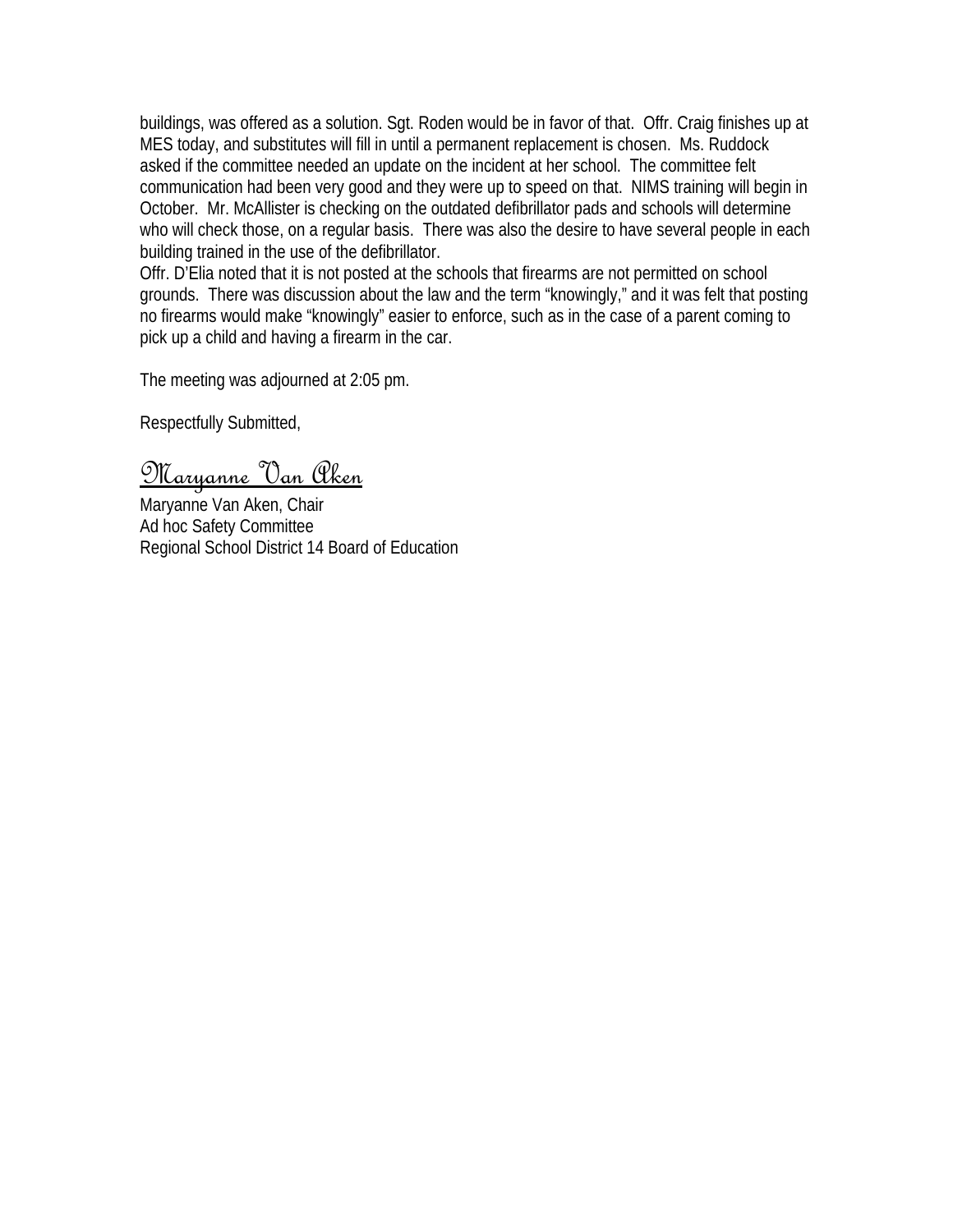buildings, was offered as a solution. Sgt. Roden would be in favor of that. Offr. Craig finishes up at MES today, and substitutes will fill in until a permanent replacement is chosen. Ms. Ruddock asked if the committee needed an update on the incident at her school. The committee felt communication had been very good and they were up to speed on that. NIMS training will begin in October. Mr. McAllister is checking on the outdated defibrillator pads and schools will determine who will check those, on a regular basis. There was also the desire to have several people in each building trained in the use of the defibrillator.
Offr. D'Elia noted that it is not posted at the schools that firearms are not permitted on school grounds. There was discussion about the law and the term "knowingly," and it was felt that posting no firearms would make "knowingly" easier to enforce, such as in the case of a parent coming to pick up a child and having a firearm in the car.

The meeting was adjourned at 2:05 pm.

Respectfully Submitted,

Maryanne Van Aken

Maryanne Van Aken, Chair
Ad hoc Safety Committee
Regional School District 14 Board of Education